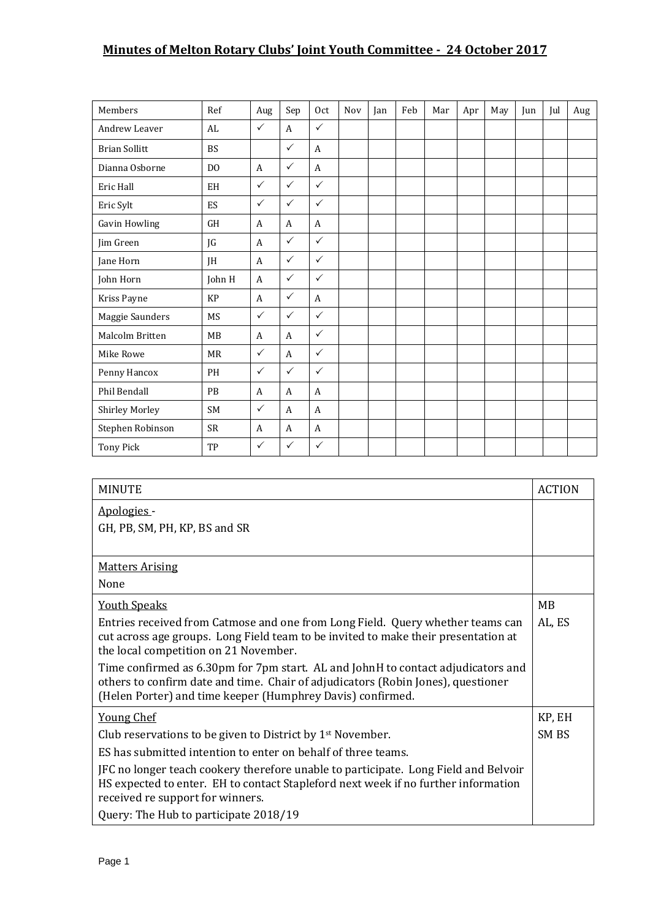# Minutes of Melton Rotary Clubs' Joint Youth Committee - 24 October 2017

| Members | Ref | Aug | Sep | Oct | Nov | Jan | Feb | Mar | Apr | May | Jun | Jul | Aug |
|---|---|---|---|---|---|---|---|---|---|---|---|---|---|
| Andrew Leaver | AL | ✓ | A | ✓ | | | | | | | | | |
| Brian Sollitt | BS | | ✓ | A | | | | | | | | | |
| Dianna Osborne | DO | A | ✓ | A | | | | | | | | | |
| Eric Hall | EH | ✓ | ✓ | ✓ | | | | | | | | | |
| Eric Sylt | ES | ✓ | ✓ | ✓ | | | | | | | | | |
| Gavin Howling | GH | A | A | A | | | | | | | | | |
| Jim Green | JG | A | ✓ | ✓ | | | | | | | | | |
| Jane Horn | JH | A | ✓ | ✓ | | | | | | | | | |
| John Horn | John H | A | ✓ | ✓ | | | | | | | | | |
| Kriss Payne | KP | A | ✓ | A | | | | | | | | | |
| Maggie Saunders | MS | ✓ | ✓ | ✓ | | | | | | | | | |
| Malcolm Britten | MB | A | A | ✓ | | | | | | | | | |
| Mike Rowe | MR | ✓ | A | ✓ | | | | | | | | | |
| Penny Hancox | PH | ✓ | ✓ | ✓ | | | | | | | | | |
| Phil Bendall | PB | A | A | A | | | | | | | | | |
| Shirley Morley | SM | ✓ | A | A | | | | | | | | | |
| Stephen Robinson | SR | A | A | A | | | | | | | | | |
| Tony Pick | TP | ✓ | ✓ | ✓ | | | | | | | | | |

| MINUTE | ACTION |
|---|---|
| <u>Apologies</u> - GH, PB, SM, PH, KP, BS and SR | |
| <u>Matters Arising</u> None | |
| <u>Youth Speaks</u> Entries received from Catmose and one from Long Field. Query whether teams can cut across age groups. Long Field team to be invited to make their presentation at the local competition on 21 November. Time confirmed as 6.30pm for 7pm start. AL and JohnH to contact adjudicators and others to confirm date and time. Chair of adjudicators (Robin Jones), questioner (Helen Porter) and time keeper (Humphrey Davis) confirmed. | MB AL, ES |
| <u>Young Chef</u> Club reservations to be given to District by 1st November. ES has submitted intention to enter on behalf of three teams. JFC no longer teach cookery therefore unable to participate. Long Field and Belvoir HS expected to enter. EH to contact Stapleford next week if no further information received re support for winners. Query: The Hub to participate 2018/19 | KP, EH SM BS |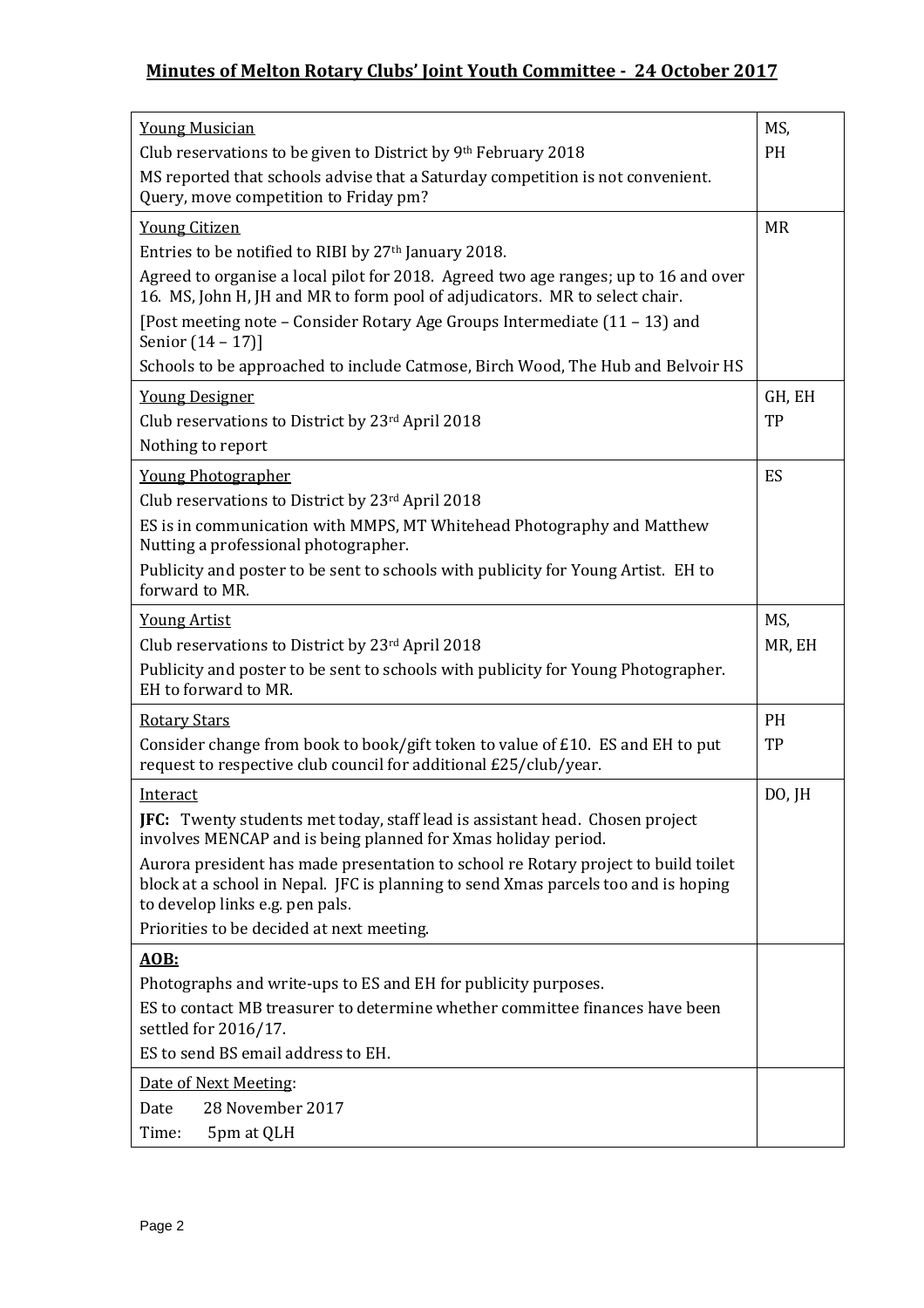## Minutes of Melton Rotary Clubs' Joint Youth Committee - 24 October 2017

| | |
|---|---|
| Young Musician<br>Club reservations to be given to District by 9th February 2018<br>MS reported that schools advise that a Saturday competition is not convenient. Query, move competition to Friday pm? | MS,<br>PH |
| Young Citizen<br>Entries to be notified to RIBI by 27th January 2018.<br>Agreed to organise a local pilot for 2018. Agreed two age ranges; up to 16 and over 16. MS, John H, JH and MR to form pool of adjudicators. MR to select chair.<br>[Post meeting note – Consider Rotary Age Groups Intermediate (11 – 13) and Senior (14 – 17)]<br>Schools to be approached to include Catmose, Birch Wood, The Hub and Belvoir HS | MR |
| Young Designer<br>Club reservations to District by 23rd April 2018<br>Nothing to report | GH, EH<br>TP |
| Young Photographer<br>Club reservations to District by 23rd April 2018<br>ES is in communication with MMPS, MT Whitehead Photography and Matthew Nutting a professional photographer.<br>Publicity and poster to be sent to schools with publicity for Young Artist. EH to forward to MR. | ES |
| Young Artist<br>Club reservations to District by 23rd April 2018<br>Publicity and poster to be sent to schools with publicity for Young Photographer. EH to forward to MR. | MS,<br>MR, EH |
| Rotary Stars<br>Consider change from book to book/gift token to value of £10. ES and EH to put request to respective club council for additional £25/club/year. | PH<br>TP |
| Interact<br>**JFC:** Twenty students met today, staff lead is assistant head. Chosen project involves MENCAP and is being planned for Xmas holiday period.<br>Aurora president has made presentation to school re Rotary project to build toilet block at a school in Nepal. JFC is planning to send Xmas parcels too and is hoping to develop links e.g. pen pals.<br>Priorities to be decided at next meeting. | DO, JH |
| **AOB:**<br>Photographs and write-ups to ES and EH for publicity purposes.<br>ES to contact MB treasurer to determine whether committee finances have been settled for 2016/17.<br>ES to send BS email address to EH. | |
| Date of Next Meeting:<br>Date 28 November 2017<br>Time: 5pm at QLH | |